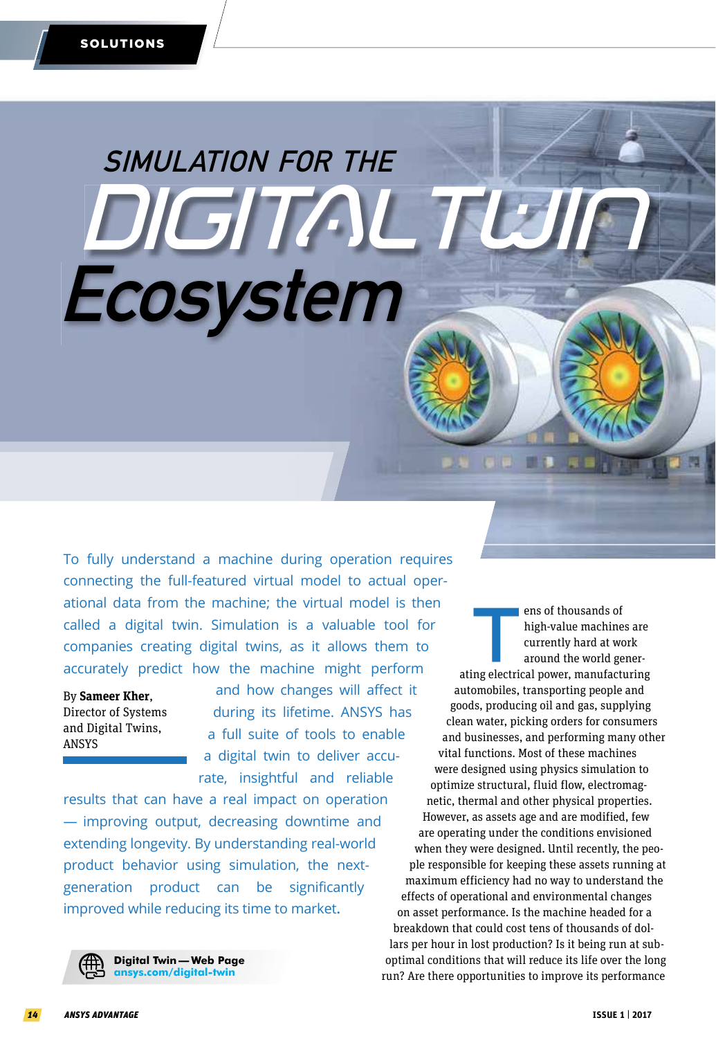SOLUTIONS

# SIMULATION FOR THE DIGITAL TWIN Ecosystem

To fully understand a machine during operation requires connecting the full-featured virtual model to actual operational data from the machine; the virtual model is then called a digital twin. Simulation is a valuable tool for companies creating digital twins, as it allows them to accurately predict how the machine might perform and how changes will affect it during its lifetime. ANSYS has a full suite of tools to enable a digital twin to deliver accurate, insightful and reliable results that can have a real impact on operation — improving output, decreasing downtime and extending longevity. By understanding real-world product behavior using simulation, the next-generation product can be significantly improved while reducing its time to market.

By **Sameer Kher**, Director of Systems and Digital Twins, ANSYS

**Digital Twin — Web Page**
**ansys.com/digital-twin**

Tens of thousands of high-value machines are currently hard at work around the world generating electrical power, manufacturing automobiles, transporting people and goods, producing oil and gas, supplying clean water, picking orders for consumers and businesses, and performing many other vital functions. Most of these machines were designed using physics simulation to optimize structural, fluid flow, electromagnetic, thermal and other physical properties. However, as assets age and are modified, few are operating under the conditions envisioned when they were designed. Until recently, the people responsible for keeping these assets running at maximum efficiency had no way to understand the effects of operational and environmental changes on asset performance. Is the machine headed for a breakdown that could cost tens of thousands of dollars per hour in lost production? Is it being run at sub-optimal conditions that will reduce its life over the long run? Are there opportunities to improve its performance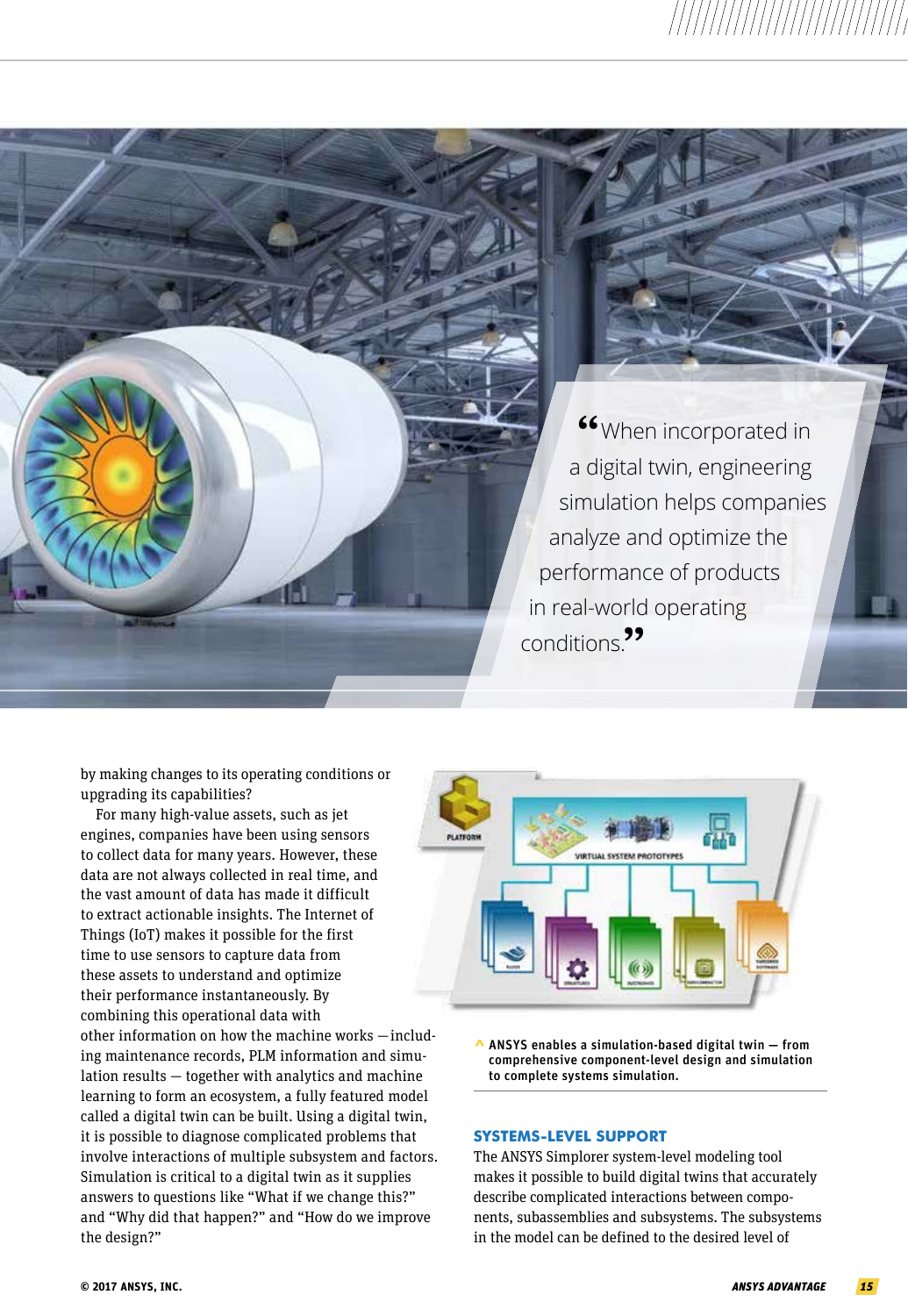> "When incorporated in a digital twin, engineering simulation helps companies analyze and optimize the performance of products in real-world operating conditions."

by making changes to its operating conditions or upgrading its capabilities?

For many high-value assets, such as jet engines, companies have been using sensors to collect data for many years. However, these data are not always collected in real time, and the vast amount of data has made it difficult to extract actionable insights. The Internet of Things (IoT) makes it possible for the first time to use sensors to capture data from these assets to understand and optimize their performance instantaneously. By combining this operational data with other information on how the machine works — including maintenance records, PLM information and simulation results — together with analytics and machine learning to form an ecosystem, a fully featured model called a digital twin can be built. Using a digital twin, it is possible to diagnose complicated problems that involve interactions of multiple subsystem and factors. Simulation is critical to a digital twin as it supplies answers to questions like "What if we change this?" and "Why did that happen?" and "How do we improve the design?"

^ ANSYS enables a simulation-based digital twin — from comprehensive component-level design and simulation to complete systems simulation.

## SYSTEMS-LEVEL SUPPORT

The ANSYS Simplorer system-level modeling tool makes it possible to build digital twins that accurately describe complicated interactions between components, subassemblies and subsystems. The subsystems in the model can be defined to the desired level of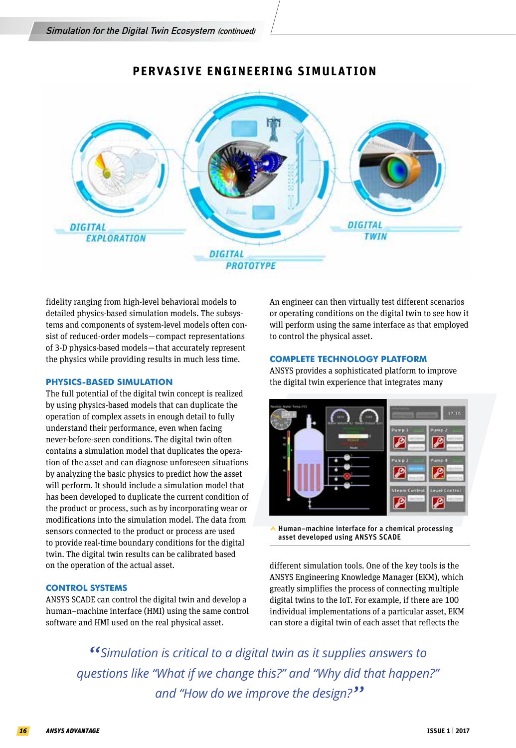## PERVASIVE ENGINEERING SIMULATION

DIGITAL EXPLORATION

DIGITAL PROTOTYPE

DIGITAL TWIN

fidelity ranging from high-level behavioral models to detailed physics-based simulation models. The subsystems and components of system-level models often consist of reduced-order models—compact representations of 3-D physics-based models—that accurately represent the physics while providing results in much less time.

### PHYSICS-BASED SIMULATION

The full potential of the digital twin concept is realized by using physics-based models that can duplicate the operation of complex assets in enough detail to fully understand their performance, even when facing never-before-seen conditions. The digital twin often contains a simulation model that duplicates the operation of the asset and can diagnose unforeseen situations by analyzing the basic physics to predict how the asset will perform. It should include a simulation model that has been developed to duplicate the current condition of the product or process, such as by incorporating wear or modifications into the simulation model. The data from sensors connected to the product or process are used to provide real-time boundary conditions for the digital twin. The digital twin results can be calibrated based on the operation of the actual asset.

### CONTROL SYSTEMS

ANSYS SCADE can control the digital twin and develop a human–machine interface (HMI) using the same control software and HMI used on the real physical asset. An engineer can then virtually test different scenarios or operating conditions on the digital twin to see how it will perform using the same interface as that employed to control the physical asset.

### COMPLETE TECHNOLOGY PLATFORM

ANSYS provides a sophisticated platform to improve the digital twin experience that integrates many different simulation tools. One of the key tools is the ANSYS Engineering Knowledge Manager (EKM), which greatly simplifies the process of connecting multiple digital twins to the IoT. For example, if there are 100 individual implementations of a particular asset, EKM can store a digital twin of each asset that reflects the

Human–machine interface for a chemical processing asset developed using ANSYS SCADE

*“Simulation is critical to a digital twin as it supplies answers to questions like “What if we change this?” and “Why did that happen?” and “How do we improve the design?”*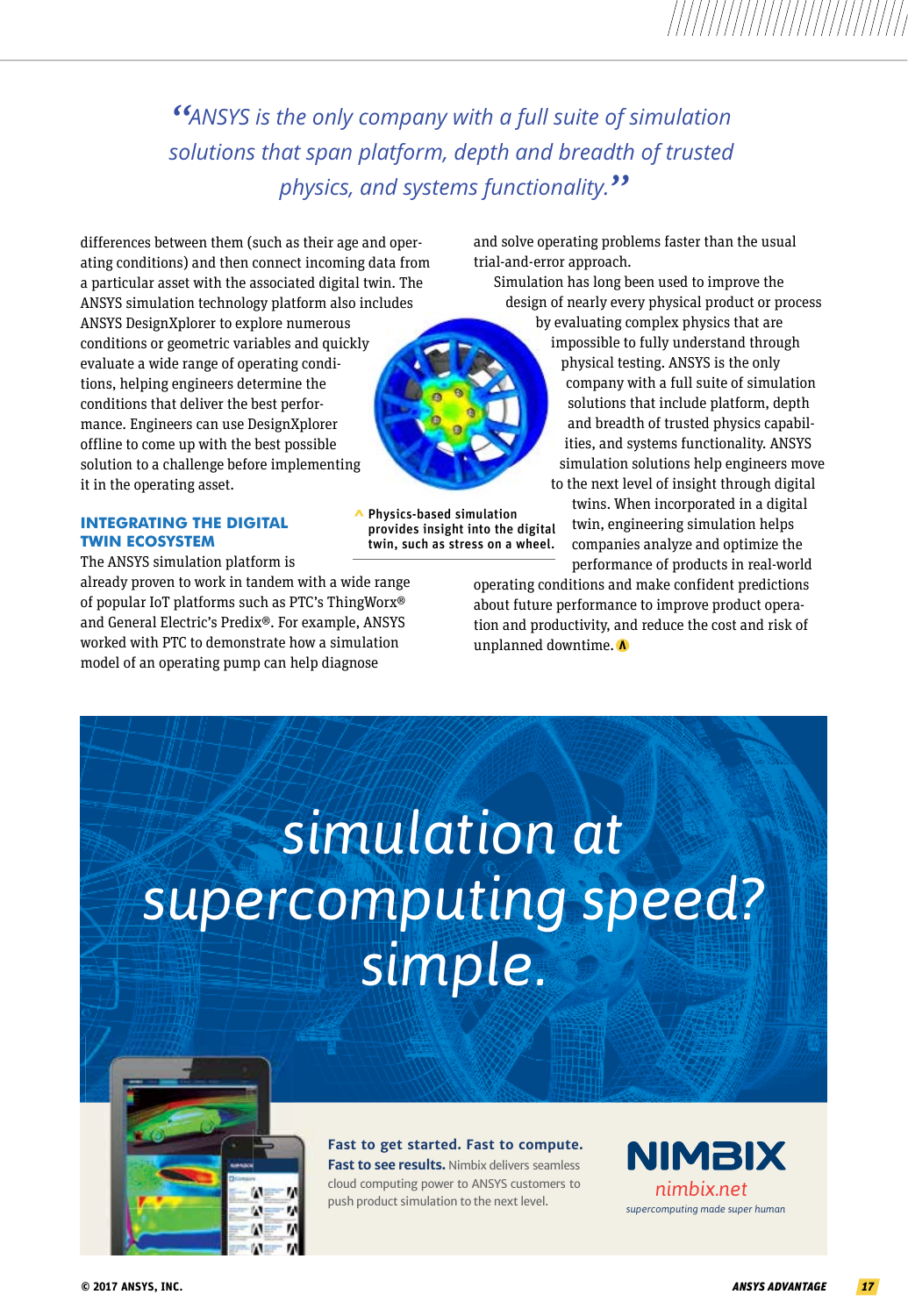*"ANSYS is the only company with a full suite of simulation solutions that span platform, depth and breadth of trusted physics, and systems functionality."*

differences between them (such as their age and operating conditions) and then connect incoming data from a particular asset with the associated digital twin. The ANSYS simulation technology platform also includes ANSYS DesignXplorer to explore numerous conditions or geometric variables and quickly evaluate a wide range of operating conditions, helping engineers determine the conditions that deliver the best performance. Engineers can use DesignXplorer offline to come up with the best possible solution to a challenge before implementing it in the operating asset.

## INTEGRATING THE DIGITAL TWIN ECOSYSTEM

The ANSYS simulation platform is already proven to work in tandem with a wide range of popular IoT platforms such as PTC's ThingWorx® and General Electric's Predix®. For example, ANSYS worked with PTC to demonstrate how a simulation model of an operating pump can help diagnose and solve operating problems faster than the usual trial-and-error approach.

Physics-based simulation provides insight into the digital twin, such as stress on a wheel.

Simulation has long been used to improve the design of nearly every physical product or process by evaluating complex physics that are impossible to fully understand through physical testing. ANSYS is the only company with a full suite of simulation solutions that include platform, depth and breadth of trusted physics capabilities, and systems functionality. ANSYS simulation solutions help engineers move to the next level of insight through digital twins. When incorporated in a digital twin, engineering simulation helps companies analyze and optimize the performance of products in real-world operating conditions and make confident predictions about future performance to improve product operation and productivity, and reduce the cost and risk of unplanned downtime.

---

simulation at supercomputing speed? simple.

**Fast to get started. Fast to compute. Fast to see results.** Nimbix delivers seamless cloud computing power to ANSYS customers to push product simulation to the next level.

NIMBIX
nimbix.net
supercomputing made super human